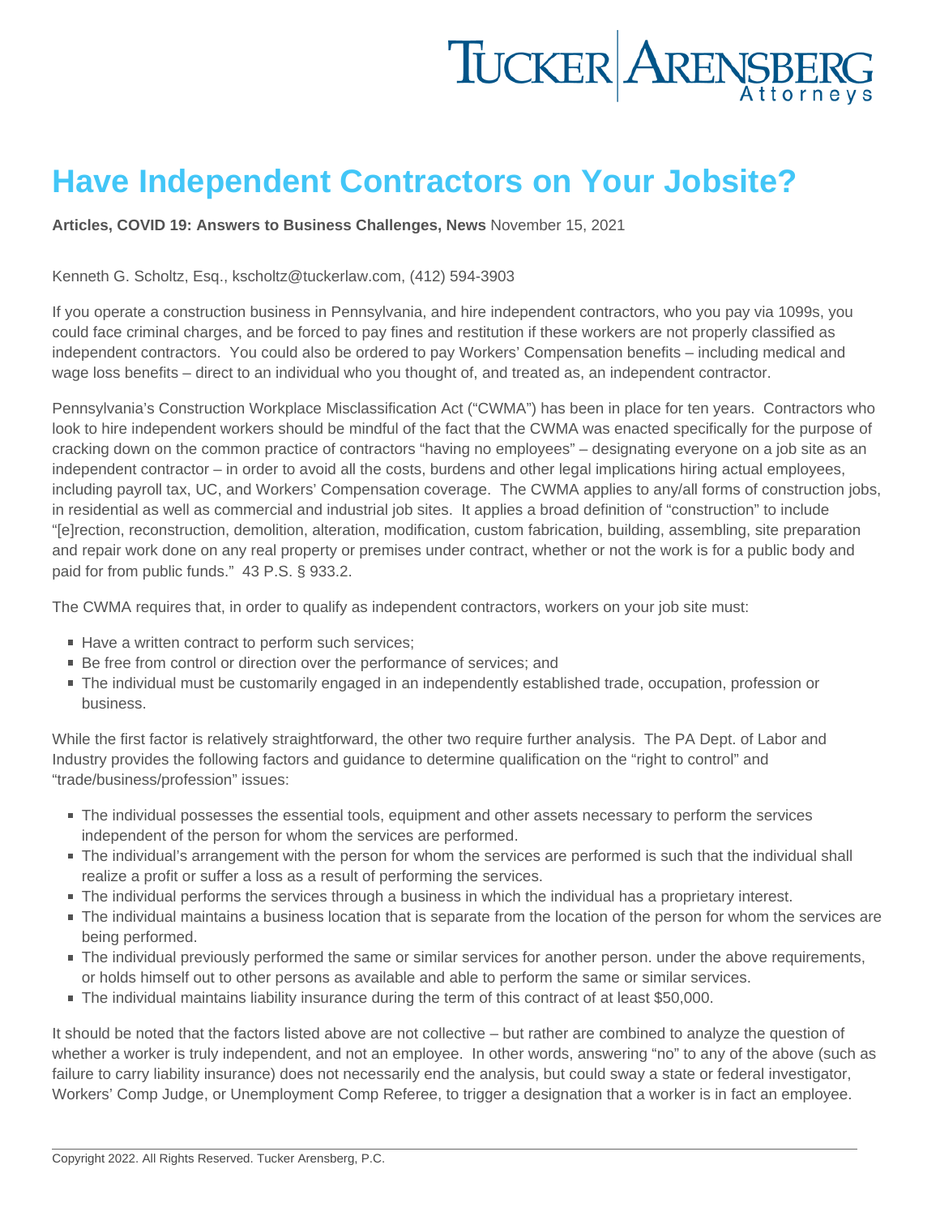# Have Independent Contractors on Your Jobsite?

**Articles, COVID 19: Answers to Business Challenges, News** November 15, 2021

Kenneth G. Scholtz, Esq., kscholtz@tuckerlaw.com, (412) 594-3903

If you operate a construction business in Pennsylvania, and hire independent contractors, who you pay via 1099s, you could face criminal charges, and be forced to pay fines and restitution if these workers are not properly classified as independent contractors. You could also be ordered to pay Workers' Compensation benefits – including medical and wage loss benefits – direct to an individual who you thought of, and treated as, an independent contractor.

Pennsylvania's Construction Workplace Misclassification Act ("CWMA") has been in place for ten years. Contractors who look to hire independent workers should be mindful of the fact that the CWMA was enacted specifically for the purpose of cracking down on the common practice of contractors "having no employees" – designating everyone on a job site as an independent contractor – in order to avoid all the costs, burdens and other legal implications hiring actual employees, including payroll tax, UC, and Workers' Compensation coverage. The CWMA applies to any/all forms of construction jobs, in residential as well as commercial and industrial job sites. It applies a broad definition of "construction" to include "[e]rection, reconstruction, demolition, alteration, modification, custom fabrication, building, assembling, site preparation and repair work done on any real property or premises under contract, whether or not the work is for a public body and paid for from public funds." 43 P.S. § 933.2.

The CWMA requires that, in order to qualify as independent contractors, workers on your job site must:

- Have a written contract to perform such services;
- Be free from control or direction over the performance of services; and
- The individual must be customarily engaged in an independently established trade, occupation, profession or business.

While the first factor is relatively straightforward, the other two require further analysis. The PA Dept. of Labor and Industry provides the following factors and guidance to determine qualification on the "right to control" and "trade/business/profession" issues:

- The individual possesses the essential tools, equipment and other assets necessary to perform the services independent of the person for whom the services are performed.
- The individual's arrangement with the person for whom the services are performed is such that the individual shall realize a profit or suffer a loss as a result of performing the services.
- The individual performs the services through a business in which the individual has a proprietary interest.
- The individual maintains a business location that is separate from the location of the person for whom the services are being performed.
- The individual previously performed the same or similar services for another person. under the above requirements, or holds himself out to other persons as available and able to perform the same or similar services.
- The individual maintains liability insurance during the term of this contract of at least $50,000.

It should be noted that the factors listed above are not collective – but rather are combined to analyze the question of whether a worker is truly independent, and not an employee. In other words, answering "no" to any of the above (such as failure to carry liability insurance) does not necessarily end the analysis, but could sway a state or federal investigator, Workers' Comp Judge, or Unemployment Comp Referee, to trigger a designation that a worker is in fact an employee.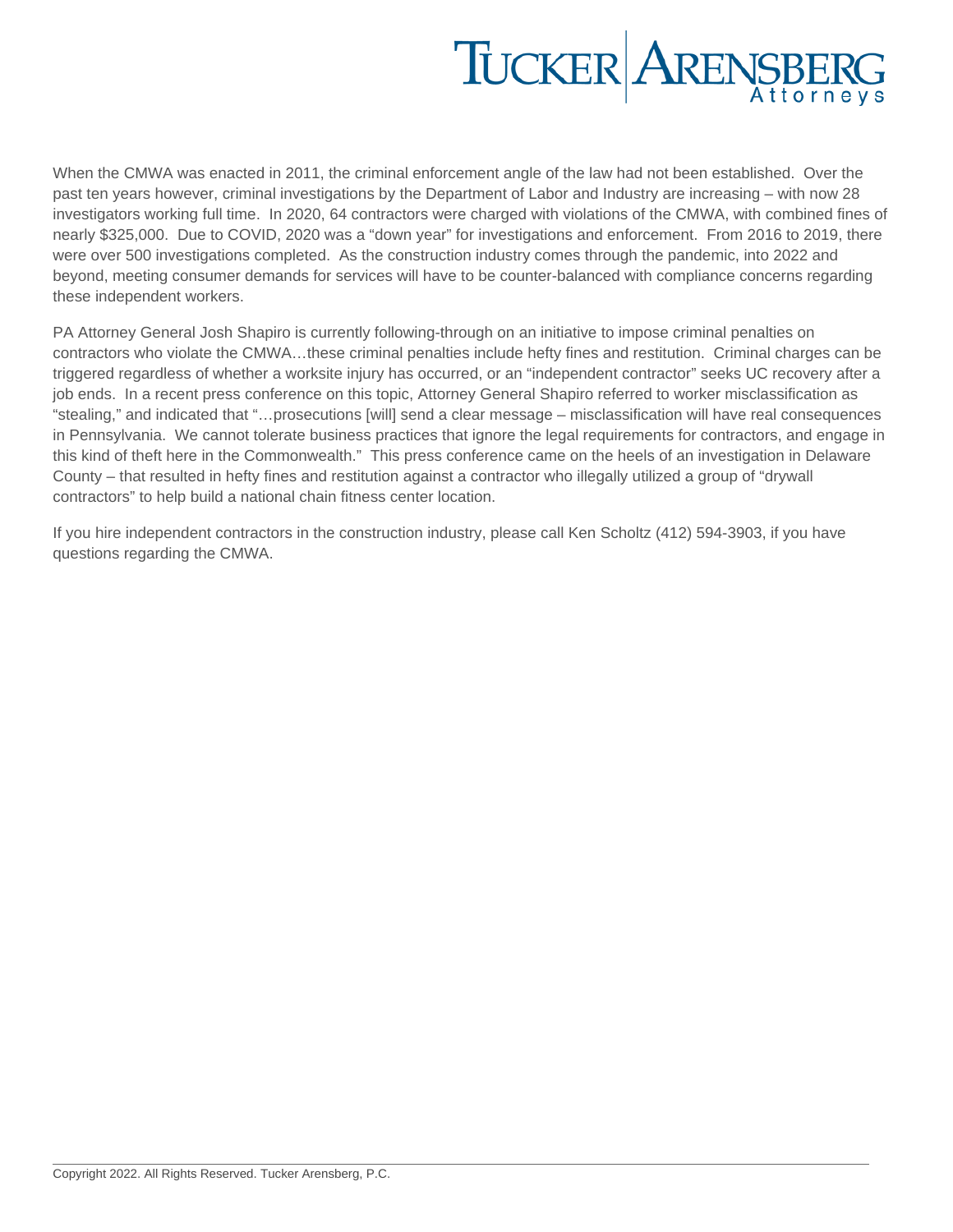When the CMWA was enacted in 2011, the criminal enforcement angle of the law had not been established. Over the past ten years however, criminal investigations by the Department of Labor and Industry are increasing – with now 28 investigators working full time. In 2020, 64 contractors were charged with violations of the CMWA, with combined fines of nearly $325,000. Due to COVID, 2020 was a "down year" for investigations and enforcement. From 2016 to 2019, there were over 500 investigations completed. As the construction industry comes through the pandemic, into 2022 and beyond, meeting consumer demands for services will have to be counter-balanced with compliance concerns regarding these independent workers.

PA Attorney General Josh Shapiro is currently following-through on an initiative to impose criminal penalties on contractors who violate the CMWA…these criminal penalties include hefty fines and restitution. Criminal charges can be triggered regardless of whether a worksite injury has occurred, or an "independent contractor" seeks UC recovery after a job ends. In a recent press conference on this topic, Attorney General Shapiro referred to worker misclassification as "stealing," and indicated that "…prosecutions [will] send a clear message – misclassification will have real consequences in Pennsylvania. We cannot tolerate business practices that ignore the legal requirements for contractors, and engage in this kind of theft here in the Commonwealth." This press conference came on the heels of an investigation in Delaware County – that resulted in hefty fines and restitution against a contractor who illegally utilized a group of "drywall contractors" to help build a national chain fitness center location.

If you hire independent contractors in the construction industry, please call Ken Scholtz (412) 594-3903, if you have questions regarding the CMWA.

Copyright 2022. All Rights Reserved. Tucker Arensberg, P.C.